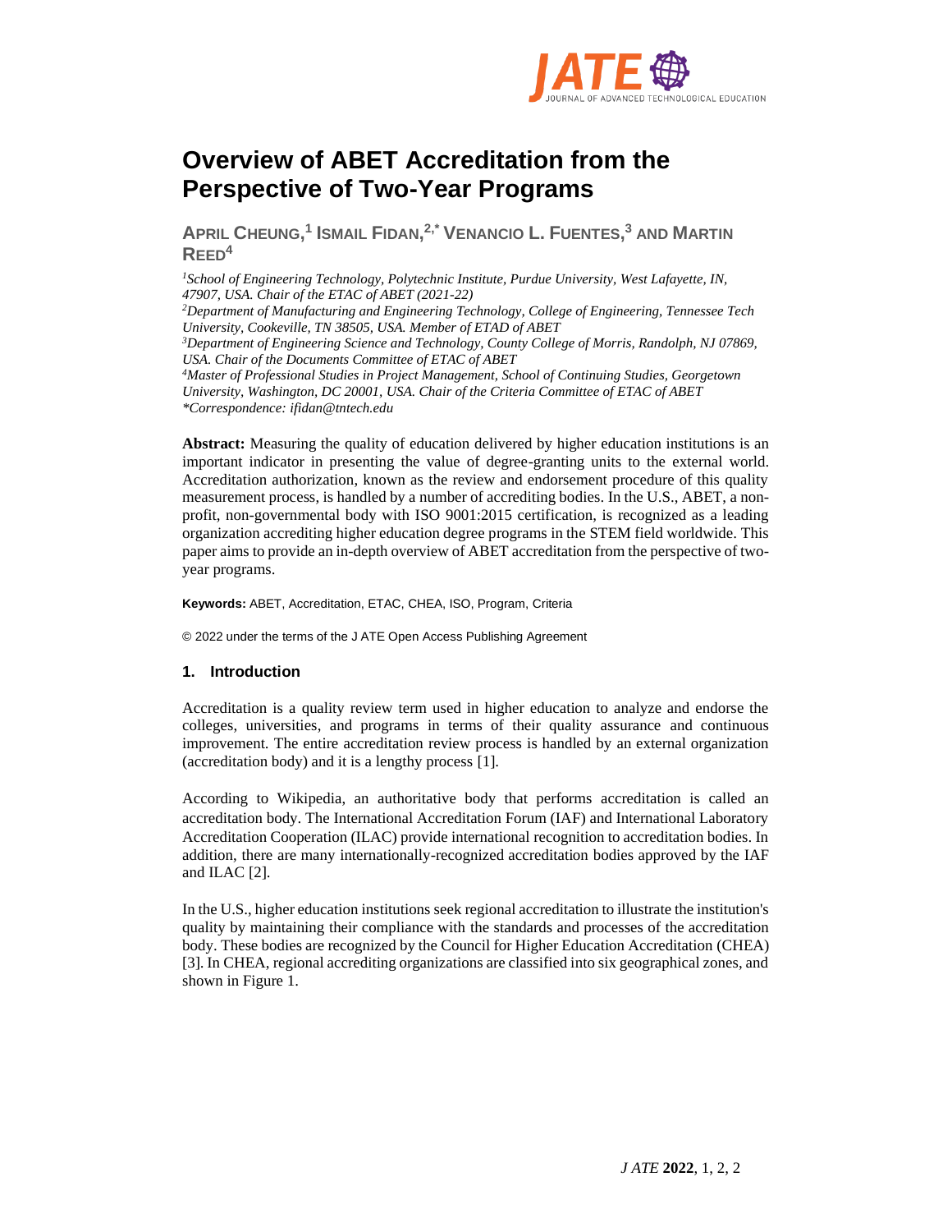# Overview of ABET Accreditation from the Perspective of Two-Year Programs

**April Cheung,[1] Ismail Fidan,[2,*] Venancio L. Fuentes,[3] and Martin Reed[4]**

[1]*School of Engineering Technology, Polytechnic Institute, Purdue University, West Lafayette, IN, 47907, USA. Chair of the ETAC of ABET (2021-22)*
[2]*Department of Manufacturing and Engineering Technology, College of Engineering, Tennessee Tech University, Cookeville, TN 38505, USA. Member of ETAD of ABET*
[3]*Department of Engineering Science and Technology, County College of Morris, Randolph, NJ 07869, USA. Chair of the Documents Committee of ETAC of ABET*
[4]*Master of Professional Studies in Project Management, School of Continuing Studies, Georgetown University, Washington, DC 20001, USA. Chair of the Criteria Committee of ETAC of ABET*
**Correspondence: ifidan@tntech.edu*

**Abstract:** Measuring the quality of education delivered by higher education institutions is an important indicator in presenting the value of degree-granting units to the external world. Accreditation authorization, known as the review and endorsement procedure of this quality measurement process, is handled by a number of accrediting bodies. In the U.S., ABET, a non-profit, non-governmental body with ISO 9001:2015 certification, is recognized as a leading organization accrediting higher education degree programs in the STEM field worldwide. This paper aims to provide an in-depth overview of ABET accreditation from the perspective of two-year programs.

**Keywords:** ABET, Accreditation, ETAC, CHEA, ISO, Program, Criteria

© 2022 under the terms of the J ATE Open Access Publishing Agreement

## 1. Introduction

Accreditation is a quality review term used in higher education to analyze and endorse the colleges, universities, and programs in terms of their quality assurance and continuous improvement. The entire accreditation review process is handled by an external organization (accreditation body) and it is a lengthy process [1].

According to Wikipedia, an authoritative body that performs accreditation is called an accreditation body. The International Accreditation Forum (IAF) and International Laboratory Accreditation Cooperation (ILAC) provide international recognition to accreditation bodies. In addition, there are many internationally-recognized accreditation bodies approved by the IAF and ILAC [2].

In the U.S., higher education institutions seek regional accreditation to illustrate the institution's quality by maintaining their compliance with the standards and processes of the accreditation body. These bodies are recognized by the Council for Higher Education Accreditation (CHEA) [3]. In CHEA, regional accrediting organizations are classified into six geographical zones, and shown in Figure 1.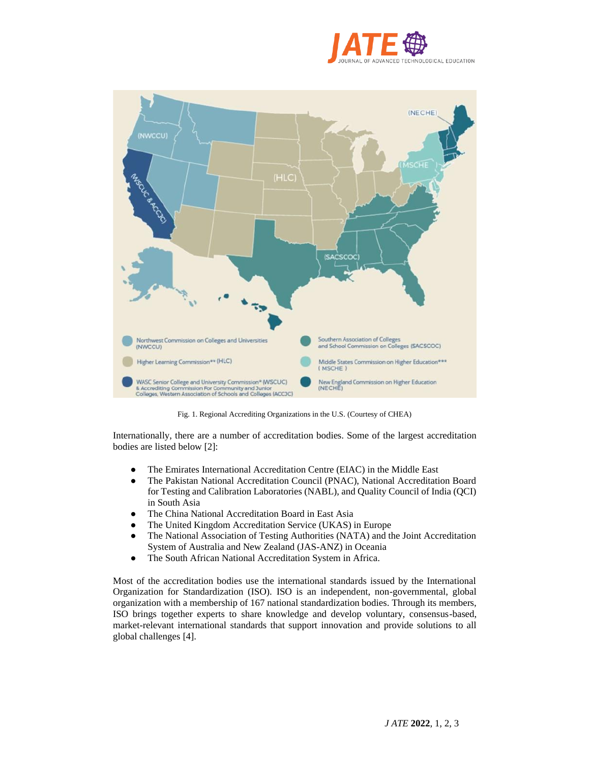Fig. 1. Regional Accrediting Organizations in the U.S. (Courtesy of CHEA)

Internationally, there are a number of accreditation bodies. Some of the largest accreditation bodies are listed below [2]:

- The Emirates International Accreditation Centre (EIAC) in the Middle East
- The Pakistan National Accreditation Council (PNAC), National Accreditation Board for Testing and Calibration Laboratories (NABL), and Quality Council of India (QCI) in South Asia
- The China National Accreditation Board in East Asia
- The United Kingdom Accreditation Service (UKAS) in Europe
- The National Association of Testing Authorities (NATA) and the Joint Accreditation System of Australia and New Zealand (JAS-ANZ) in Oceania
- The South African National Accreditation System in Africa.

Most of the accreditation bodies use the international standards issued by the International Organization for Standardization (ISO). ISO is an independent, non-governmental, global organization with a membership of 167 national standardization bodies. Through its members, ISO brings together experts to share knowledge and develop voluntary, consensus-based, market-relevant international standards that support innovation and provide solutions to all global challenges [4].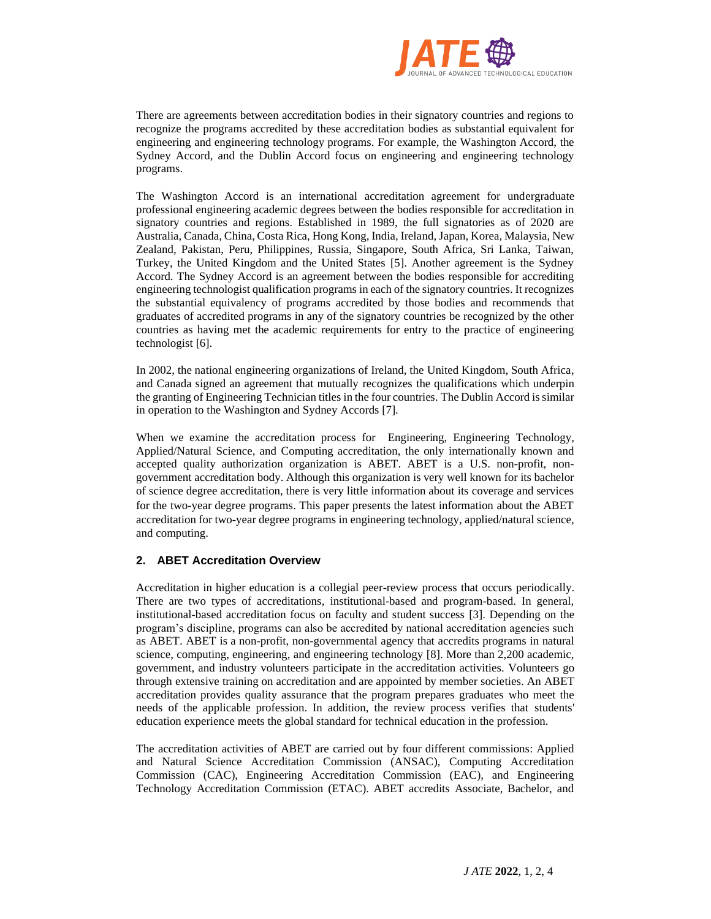There are agreements between accreditation bodies in their signatory countries and regions to recognize the programs accredited by these accreditation bodies as substantial equivalent for engineering and engineering technology programs. For example, the Washington Accord, the Sydney Accord, and the Dublin Accord focus on engineering and engineering technology programs.

The Washington Accord is an international accreditation agreement for undergraduate professional engineering academic degrees between the bodies responsible for accreditation in signatory countries and regions. Established in 1989, the full signatories as of 2020 are Australia, Canada, China, Costa Rica, Hong Kong, India, Ireland, Japan, Korea, Malaysia, New Zealand, Pakistan, Peru, Philippines, Russia, Singapore, South Africa, Sri Lanka, Taiwan, Turkey, the United Kingdom and the United States [5]. Another agreement is the Sydney Accord. The Sydney Accord is an agreement between the bodies responsible for accrediting engineering technologist qualification programs in each of the signatory countries. It recognizes the substantial equivalency of programs accredited by those bodies and recommends that graduates of accredited programs in any of the signatory countries be recognized by the other countries as having met the academic requirements for entry to the practice of engineering technologist [6].

In 2002, the national engineering organizations of Ireland, the United Kingdom, South Africa, and Canada signed an agreement that mutually recognizes the qualifications which underpin the granting of Engineering Technician titles in the four countries. The Dublin Accord is similar in operation to the Washington and Sydney Accords [7].

When we examine the accreditation process for Engineering, Engineering Technology, Applied/Natural Science, and Computing accreditation, the only internationally known and accepted quality authorization organization is ABET. ABET is a U.S. non-profit, non-government accreditation body. Although this organization is very well known for its bachelor of science degree accreditation, there is very little information about its coverage and services for the two-year degree programs. This paper presents the latest information about the ABET accreditation for two-year degree programs in engineering technology, applied/natural science, and computing.

## 2. ABET Accreditation Overview

Accreditation in higher education is a collegial peer-review process that occurs periodically. There are two types of accreditations, institutional-based and program-based. In general, institutional-based accreditation focus on faculty and student success [3]. Depending on the program's discipline, programs can also be accredited by national accreditation agencies such as ABET. ABET is a non-profit, non-governmental agency that accredits programs in natural science, computing, engineering, and engineering technology [8]. More than 2,200 academic, government, and industry volunteers participate in the accreditation activities. Volunteers go through extensive training on accreditation and are appointed by member societies. An ABET accreditation provides quality assurance that the program prepares graduates who meet the needs of the applicable profession. In addition, the review process verifies that students' education experience meets the global standard for technical education in the profession.

The accreditation activities of ABET are carried out by four different commissions: Applied and Natural Science Accreditation Commission (ANSAC), Computing Accreditation Commission (CAC), Engineering Accreditation Commission (EAC), and Engineering Technology Accreditation Commission (ETAC). ABET accredits Associate, Bachelor, and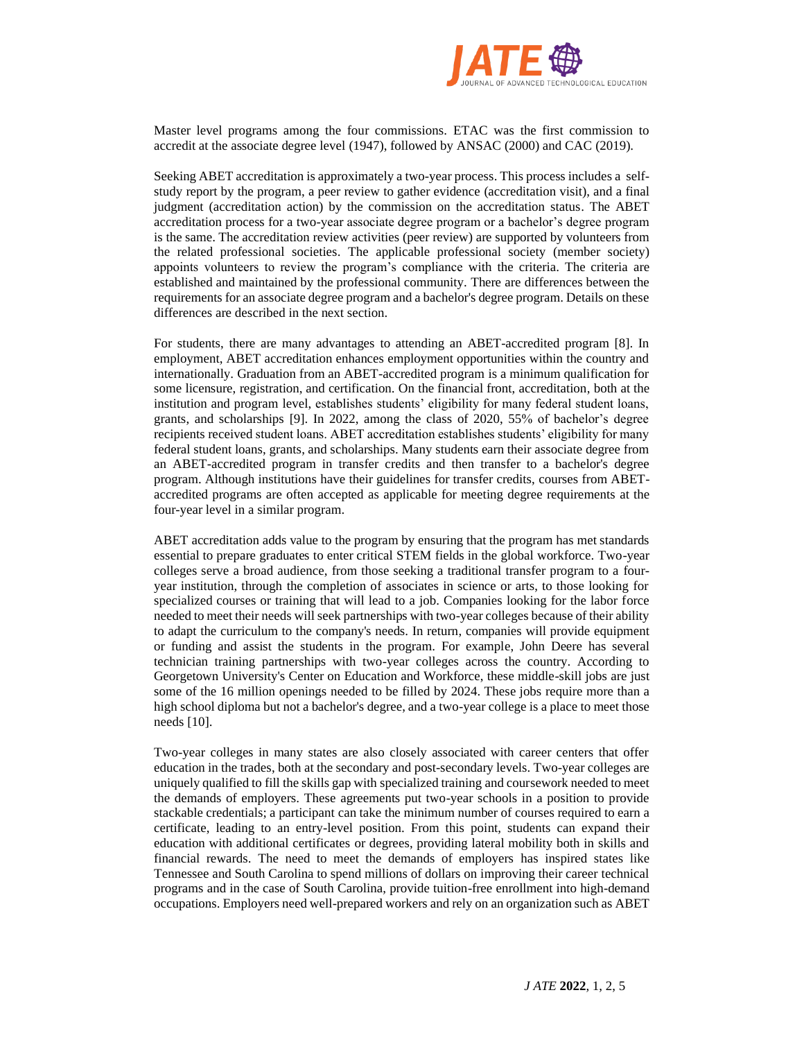Master level programs among the four commissions. ETAC was the first commission to accredit at the associate degree level (1947), followed by ANSAC (2000) and CAC (2019).

Seeking ABET accreditation is approximately a two-year process. This process includes a self-study report by the program, a peer review to gather evidence (accreditation visit), and a final judgment (accreditation action) by the commission on the accreditation status. The ABET accreditation process for a two-year associate degree program or a bachelor's degree program is the same. The accreditation review activities (peer review) are supported by volunteers from the related professional societies. The applicable professional society (member society) appoints volunteers to review the program's compliance with the criteria. The criteria are established and maintained by the professional community. There are differences between the requirements for an associate degree program and a bachelor's degree program. Details on these differences are described in the next section.

For students, there are many advantages to attending an ABET-accredited program [8]. In employment, ABET accreditation enhances employment opportunities within the country and internationally. Graduation from an ABET-accredited program is a minimum qualification for some licensure, registration, and certification. On the financial front, accreditation, both at the institution and program level, establishes students' eligibility for many federal student loans, grants, and scholarships [9]. In 2022, among the class of 2020, 55% of bachelor's degree recipients received student loans. ABET accreditation establishes students' eligibility for many federal student loans, grants, and scholarships. Many students earn their associate degree from an ABET-accredited program in transfer credits and then transfer to a bachelor's degree program. Although institutions have their guidelines for transfer credits, courses from ABET-accredited programs are often accepted as applicable for meeting degree requirements at the four-year level in a similar program.

ABET accreditation adds value to the program by ensuring that the program has met standards essential to prepare graduates to enter critical STEM fields in the global workforce. Two-year colleges serve a broad audience, from those seeking a traditional transfer program to a four-year institution, through the completion of associates in science or arts, to those looking for specialized courses or training that will lead to a job. Companies looking for the labor force needed to meet their needs will seek partnerships with two-year colleges because of their ability to adapt the curriculum to the company's needs. In return, companies will provide equipment or funding and assist the students in the program. For example, John Deere has several technician training partnerships with two-year colleges across the country. According to Georgetown University's Center on Education and Workforce, these middle-skill jobs are just some of the 16 million openings needed to be filled by 2024. These jobs require more than a high school diploma but not a bachelor's degree, and a two-year college is a place to meet those needs [10].

Two-year colleges in many states are also closely associated with career centers that offer education in the trades, both at the secondary and post-secondary levels. Two-year colleges are uniquely qualified to fill the skills gap with specialized training and coursework needed to meet the demands of employers. These agreements put two-year schools in a position to provide stackable credentials; a participant can take the minimum number of courses required to earn a certificate, leading to an entry-level position. From this point, students can expand their education with additional certificates or degrees, providing lateral mobility both in skills and financial rewards. The need to meet the demands of employers has inspired states like Tennessee and South Carolina to spend millions of dollars on improving their career technical programs and in the case of South Carolina, provide tuition-free enrollment into high-demand occupations. Employers need well-prepared workers and rely on an organization such as ABET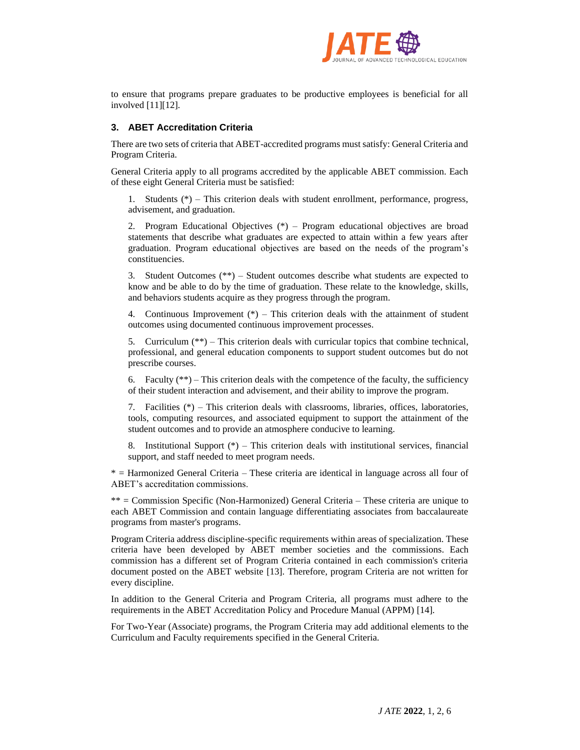to ensure that programs prepare graduates to be productive employees is beneficial for all involved [11][12].

## 3. ABET Accreditation Criteria

There are two sets of criteria that ABET-accredited programs must satisfy: General Criteria and Program Criteria.

General Criteria apply to all programs accredited by the applicable ABET commission. Each of these eight General Criteria must be satisfied:

1. Students (*) – This criterion deals with student enrollment, performance, progress, advisement, and graduation.

2. Program Educational Objectives (*) – Program educational objectives are broad statements that describe what graduates are expected to attain within a few years after graduation. Program educational objectives are based on the needs of the program's constituencies.

3. Student Outcomes (**) – Student outcomes describe what students are expected to know and be able to do by the time of graduation. These relate to the knowledge, skills, and behaviors students acquire as they progress through the program.

4. Continuous Improvement (*) – This criterion deals with the attainment of student outcomes using documented continuous improvement processes.

5. Curriculum (**) – This criterion deals with curricular topics that combine technical, professional, and general education components to support student outcomes but do not prescribe courses.

6. Faculty (**) – This criterion deals with the competence of the faculty, the sufficiency of their student interaction and advisement, and their ability to improve the program.

7. Facilities (*) – This criterion deals with classrooms, libraries, offices, laboratories, tools, computing resources, and associated equipment to support the attainment of the student outcomes and to provide an atmosphere conducive to learning.

8. Institutional Support (*) – This criterion deals with institutional services, financial support, and staff needed to meet program needs.

* = Harmonized General Criteria – These criteria are identical in language across all four of ABET's accreditation commissions.

** = Commission Specific (Non-Harmonized) General Criteria – These criteria are unique to each ABET Commission and contain language differentiating associates from baccalaureate programs from master's programs.

Program Criteria address discipline-specific requirements within areas of specialization. These criteria have been developed by ABET member societies and the commissions. Each commission has a different set of Program Criteria contained in each commission's criteria document posted on the ABET website [13]. Therefore, program Criteria are not written for every discipline.

In addition to the General Criteria and Program Criteria, all programs must adhere to the requirements in the ABET Accreditation Policy and Procedure Manual (APPM) [14].

For Two-Year (Associate) programs, the Program Criteria may add additional elements to the Curriculum and Faculty requirements specified in the General Criteria.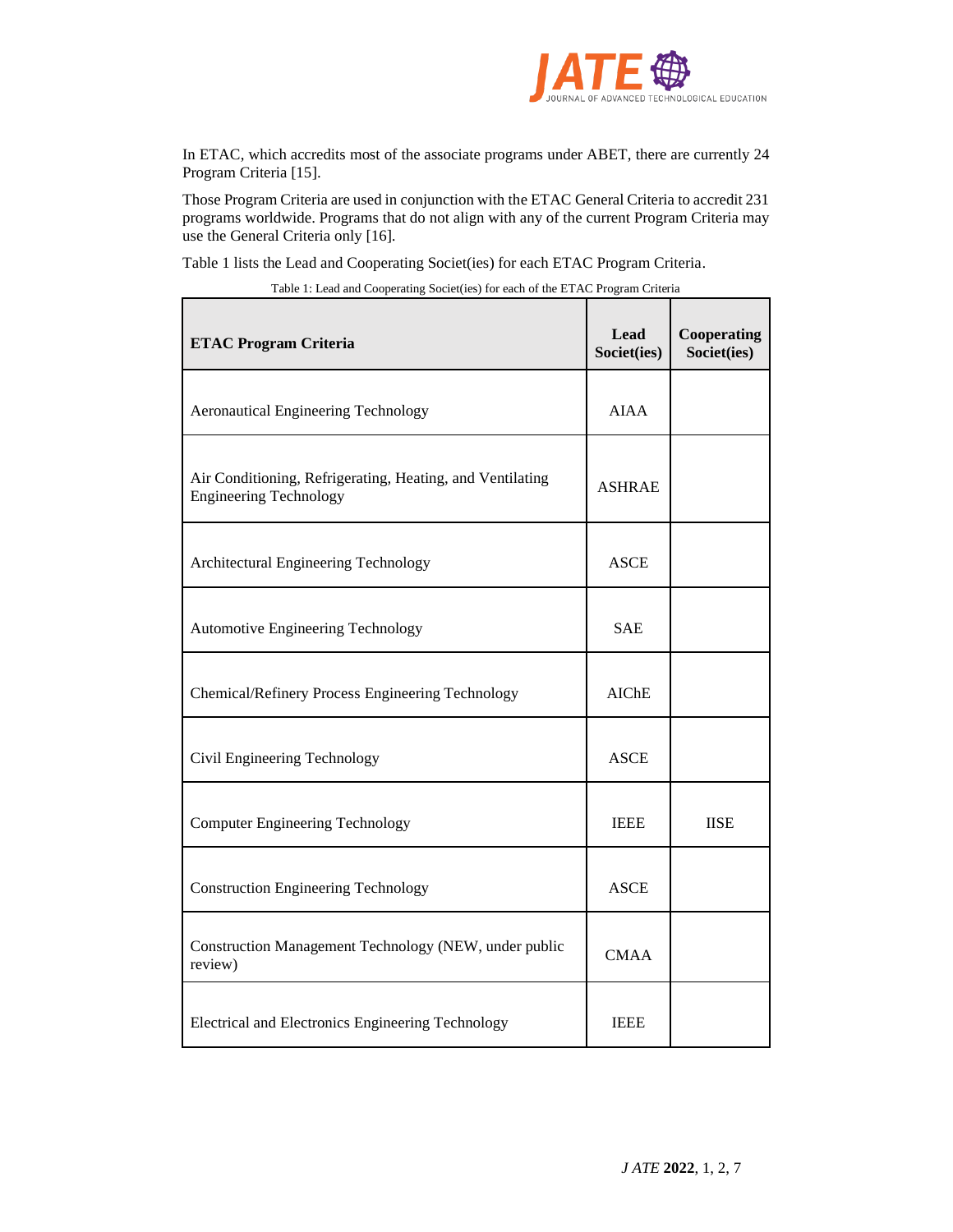In ETAC, which accredits most of the associate programs under ABET, there are currently 24 Program Criteria [15].

Those Program Criteria are used in conjunction with the ETAC General Criteria to accredit 231 programs worldwide. Programs that do not align with any of the current Program Criteria may use the General Criteria only [16].

Table 1 lists the Lead and Cooperating Societ(ies) for each ETAC Program Criteria.

Table 1: Lead and Cooperating Societ(ies) for each of the ETAC Program Criteria

| ETAC Program Criteria | Lead Societ(ies) | Cooperating Societ(ies) |
|---|---|---|
| Aeronautical Engineering Technology | AIAA | |
| Air Conditioning, Refrigerating, Heating, and Ventilating Engineering Technology | ASHRAE | |
| Architectural Engineering Technology | ASCE | |
| Automotive Engineering Technology | SAE | |
| Chemical/Refinery Process Engineering Technology | AIChE | |
| Civil Engineering Technology | ASCE | |
| Computer Engineering Technology | IEEE | IISE |
| Construction Engineering Technology | ASCE | |
| Construction Management Technology (NEW, under public review) | CMAA | |
| Electrical and Electronics Engineering Technology | IEEE | |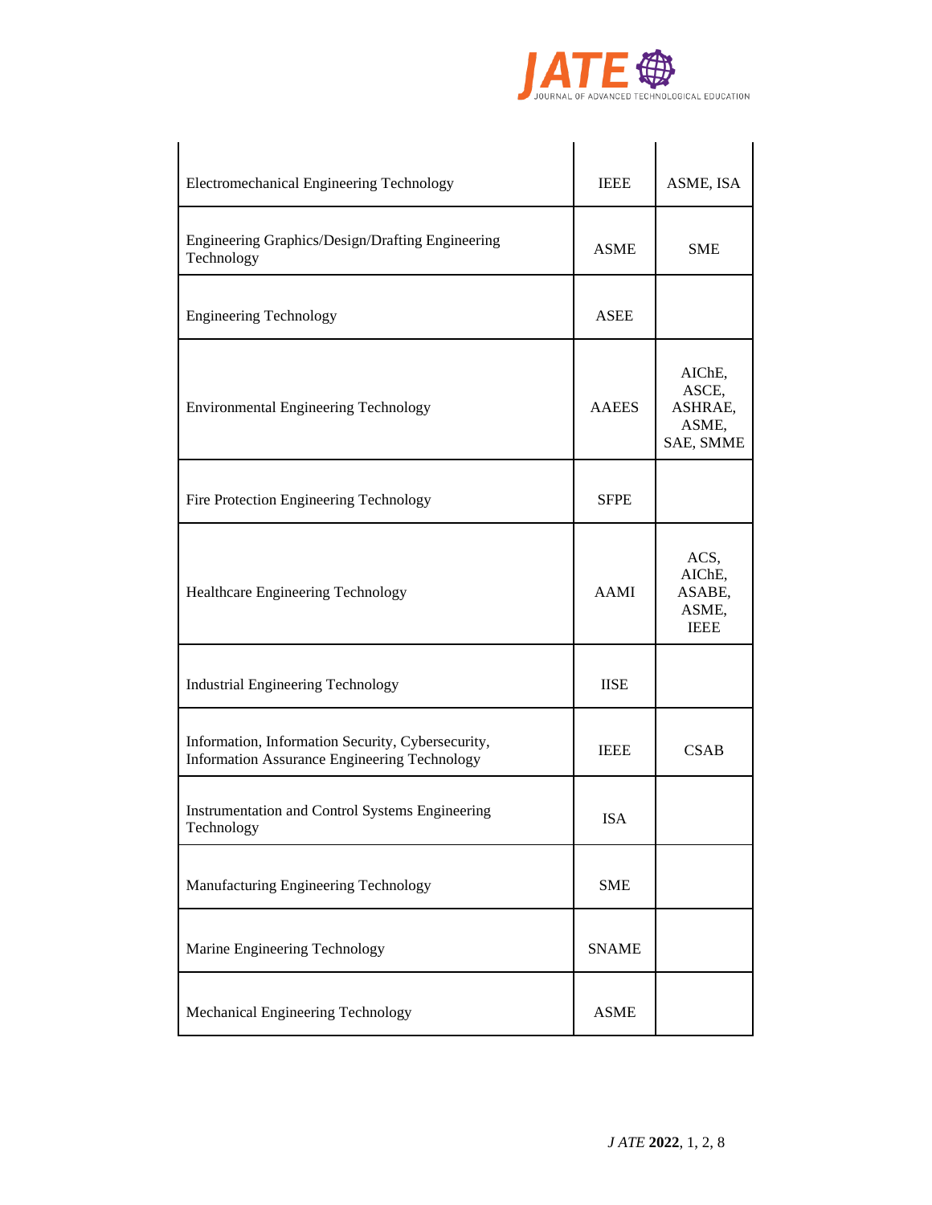| | | |
|---|---|---|
| Electromechanical Engineering Technology | IEEE | ASME, ISA |
| Engineering Graphics/Design/Drafting Engineering Technology | ASME | SME |
| Engineering Technology | ASEE | |
| Environmental Engineering Technology | AAEES | AIChE, ASCE, ASHRAE, ASME, SAE, SMME |
| Fire Protection Engineering Technology | SFPE | |
| Healthcare Engineering Technology | AAMI | ACS, AIChE, ASABE, ASME, IEEE |
| Industrial Engineering Technology | IISE | |
| Information, Information Security, Cybersecurity, Information Assurance Engineering Technology | IEEE | CSAB |
| Instrumentation and Control Systems Engineering Technology | ISA | |
| Manufacturing Engineering Technology | SME | |
| Marine Engineering Technology | SNAME | |
| Mechanical Engineering Technology | ASME | |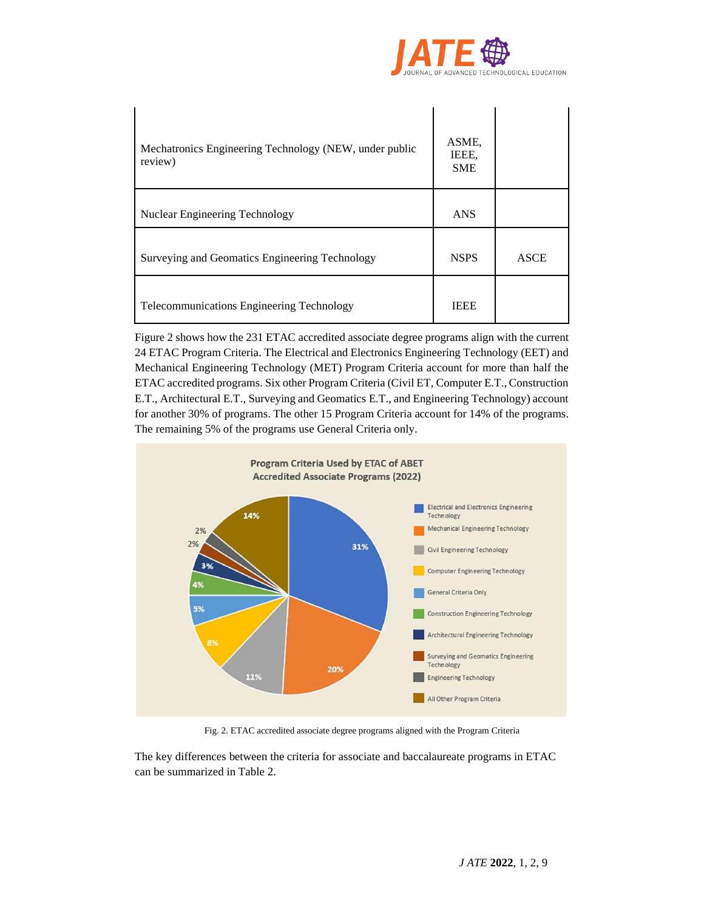| | | |
|---|---|---|
| Mechatronics Engineering Technology (NEW, under public review) | ASME, IEEE, SME | |
| Nuclear Engineering Technology | ANS | |
| Surveying and Geomatics Engineering Technology | NSPS | ASCE |
| Telecommunications Engineering Technology | IEEE | |

Figure 2 shows how the 231 ETAC accredited associate degree programs align with the current 24 ETAC Program Criteria. The Electrical and Electronics Engineering Technology (EET) and Mechanical Engineering Technology (MET) Program Criteria account for more than half the ETAC accredited programs. Six other Program Criteria (Civil ET, Computer E.T., Construction E.T., Architectural E.T., Surveying and Geomatics E.T., and Engineering Technology) account for another 30% of programs. The other 15 Program Criteria account for 14% of the programs. The remaining 5% of the programs use General Criteria only.

Fig. 2. ETAC accredited associate degree programs aligned with the Program Criteria

The key differences between the criteria for associate and baccalaureate programs in ETAC can be summarized in Table 2.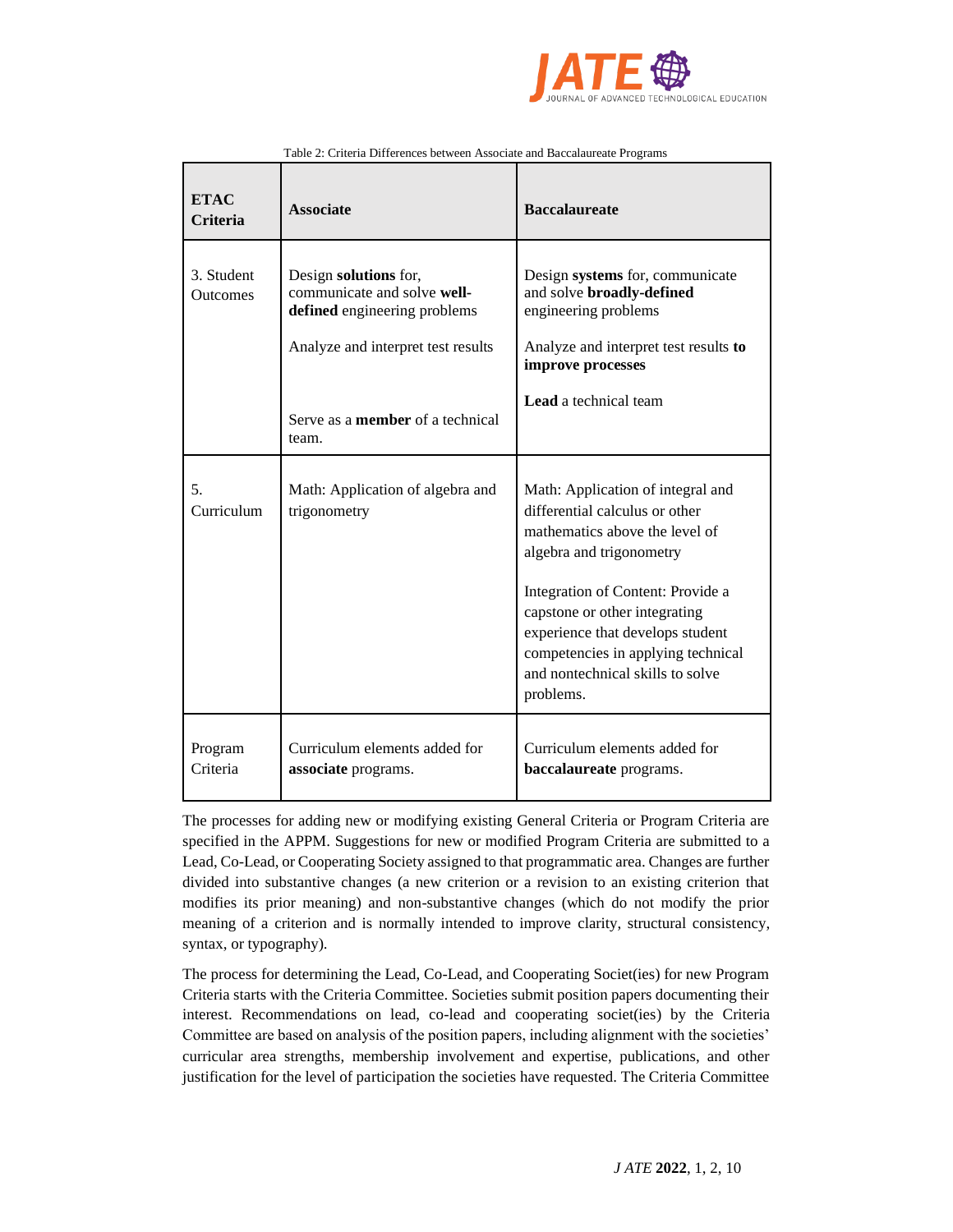Table 2: Criteria Differences between Associate and Baccalaureate Programs

| **ETAC Criteria** | **Associate** | **Baccalaureate** |
|---|---|---|
| 3. Student Outcomes | Design **solutions** for, communicate and solve **well-defined** engineering problems<br><br>Analyze and interpret test results<br><br>Serve as a **member** of a technical team. | Design **systems** for, communicate and solve **broadly-defined** engineering problems<br><br>Analyze and interpret test results **to improve processes**<br><br>**Lead** a technical team |
| 5. Curriculum | Math: Application of algebra and trigonometry | Math: Application of integral and differential calculus or other mathematics above the level of algebra and trigonometry<br><br>Integration of Content: Provide a capstone or other integrating experience that develops student competencies in applying technical and nontechnical skills to solve problems. |
| Program Criteria | Curriculum elements added for **associate** programs. | Curriculum elements added for **baccalaureate** programs. |

The processes for adding new or modifying existing General Criteria or Program Criteria are specified in the APPM. Suggestions for new or modified Program Criteria are submitted to a Lead, Co-Lead, or Cooperating Society assigned to that programmatic area. Changes are further divided into substantive changes (a new criterion or a revision to an existing criterion that modifies its prior meaning) and non-substantive changes (which do not modify the prior meaning of a criterion and is normally intended to improve clarity, structural consistency, syntax, or typography).

The process for determining the Lead, Co-Lead, and Cooperating Societ(ies) for new Program Criteria starts with the Criteria Committee. Societies submit position papers documenting their interest. Recommendations on lead, co-lead and cooperating societ(ies) by the Criteria Committee are based on analysis of the position papers, including alignment with the societies' curricular area strengths, membership involvement and expertise, publications, and other justification for the level of participation the societies have requested. The Criteria Committee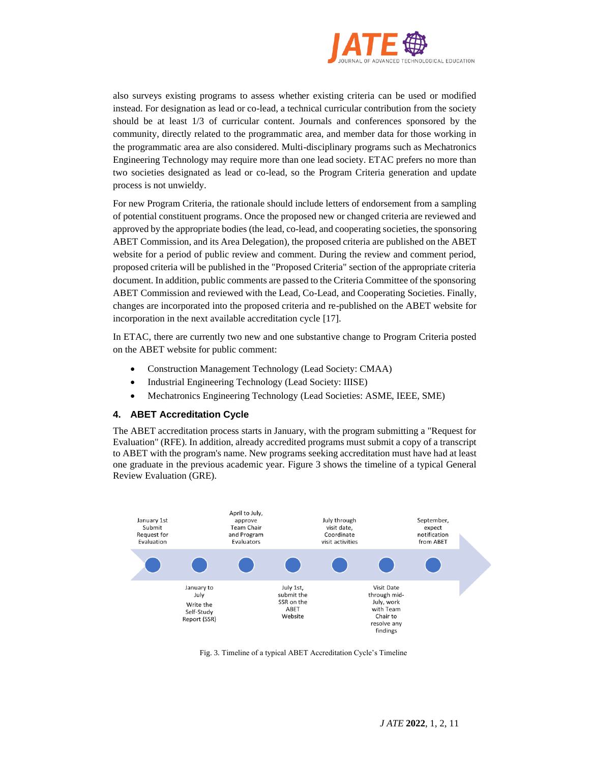also surveys existing programs to assess whether existing criteria can be used or modified instead. For designation as lead or co-lead, a technical curricular contribution from the society should be at least 1/3 of curricular content. Journals and conferences sponsored by the community, directly related to the programmatic area, and member data for those working in the programmatic area are also considered. Multi-disciplinary programs such as Mechatronics Engineering Technology may require more than one lead society. ETAC prefers no more than two societies designated as lead or co-lead, so the Program Criteria generation and update process is not unwieldy.

For new Program Criteria, the rationale should include letters of endorsement from a sampling of potential constituent programs. Once the proposed new or changed criteria are reviewed and approved by the appropriate bodies (the lead, co-lead, and cooperating societies, the sponsoring ABET Commission, and its Area Delegation), the proposed criteria are published on the ABET website for a period of public review and comment. During the review and comment period, proposed criteria will be published in the "Proposed Criteria" section of the appropriate criteria document. In addition, public comments are passed to the Criteria Committee of the sponsoring ABET Commission and reviewed with the Lead, Co-Lead, and Cooperating Societies. Finally, changes are incorporated into the proposed criteria and re-published on the ABET website for incorporation in the next available accreditation cycle [17].

In ETAC, there are currently two new and one substantive change to Program Criteria posted on the ABET website for public comment:

- Construction Management Technology (Lead Society: CMAA)
- Industrial Engineering Technology (Lead Society: IISE)
- Mechatronics Engineering Technology (Lead Societies: ASME, IEEE, SME)

## 4. ABET Accreditation Cycle

The ABET accreditation process starts in January, with the program submitting a "Request for Evaluation" (RFE). In addition, already accredited programs must submit a copy of a transcript to ABET with the program's name. New programs seeking accreditation must have had at least one graduate in the previous academic year. Figure 3 shows the timeline of a typical General Review Evaluation (GRE).

January 1st Submit Request for Evaluation

January to July Write the Self-Study Report (SSR)

April to July, approve Team Chair and Program Evaluators

July 1st, submit the SSR on the ABET Website

July through visit date, Coordinate visit activities

Visit Date through mid-July, work with Team Chair to resolve any findings

September, expect notification from ABET

Fig. 3. Timeline of a typical ABET Accreditation Cycle's Timeline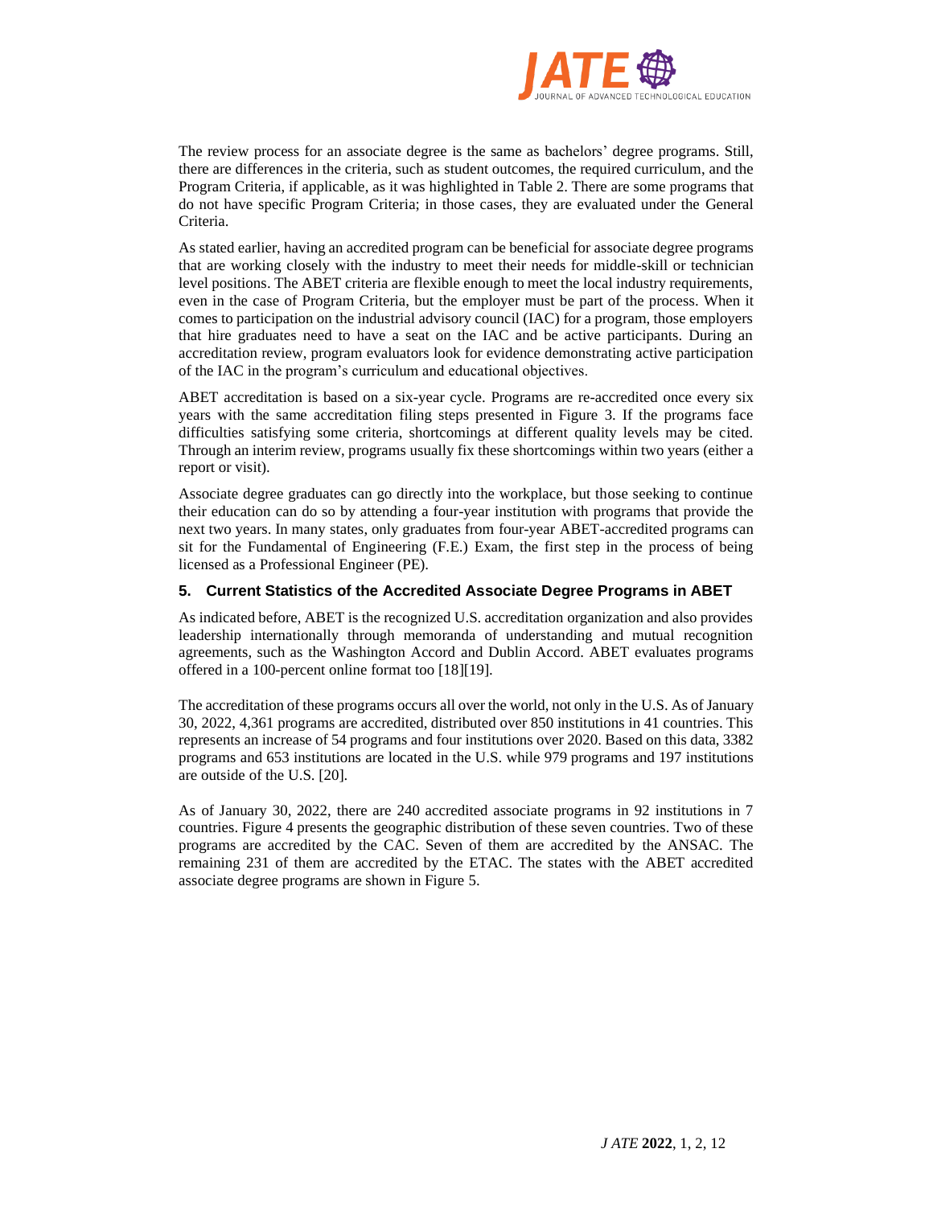The review process for an associate degree is the same as bachelors' degree programs. Still, there are differences in the criteria, such as student outcomes, the required curriculum, and the Program Criteria, if applicable, as it was highlighted in Table 2. There are some programs that do not have specific Program Criteria; in those cases, they are evaluated under the General Criteria.

As stated earlier, having an accredited program can be beneficial for associate degree programs that are working closely with the industry to meet their needs for middle-skill or technician level positions. The ABET criteria are flexible enough to meet the local industry requirements, even in the case of Program Criteria, but the employer must be part of the process. When it comes to participation on the industrial advisory council (IAC) for a program, those employers that hire graduates need to have a seat on the IAC and be active participants. During an accreditation review, program evaluators look for evidence demonstrating active participation of the IAC in the program's curriculum and educational objectives.

ABET accreditation is based on a six-year cycle. Programs are re-accredited once every six years with the same accreditation filing steps presented in Figure 3. If the programs face difficulties satisfying some criteria, shortcomings at different quality levels may be cited. Through an interim review, programs usually fix these shortcomings within two years (either a report or visit).

Associate degree graduates can go directly into the workplace, but those seeking to continue their education can do so by attending a four-year institution with programs that provide the next two years. In many states, only graduates from four-year ABET-accredited programs can sit for the Fundamental of Engineering (F.E.) Exam, the first step in the process of being licensed as a Professional Engineer (PE).

## 5. Current Statistics of the Accredited Associate Degree Programs in ABET

As indicated before, ABET is the recognized U.S. accreditation organization and also provides leadership internationally through memoranda of understanding and mutual recognition agreements, such as the Washington Accord and Dublin Accord. ABET evaluates programs offered in a 100-percent online format too [18][19].

The accreditation of these programs occurs all over the world, not only in the U.S. As of January 30, 2022, 4,361 programs are accredited, distributed over 850 institutions in 41 countries. This represents an increase of 54 programs and four institutions over 2020. Based on this data, 3382 programs and 653 institutions are located in the U.S. while 979 programs and 197 institutions are outside of the U.S. [20].

As of January 30, 2022, there are 240 accredited associate programs in 92 institutions in 7 countries. Figure 4 presents the geographic distribution of these seven countries. Two of these programs are accredited by the CAC. Seven of them are accredited by the ANSAC. The remaining 231 of them are accredited by the ETAC. The states with the ABET accredited associate degree programs are shown in Figure 5.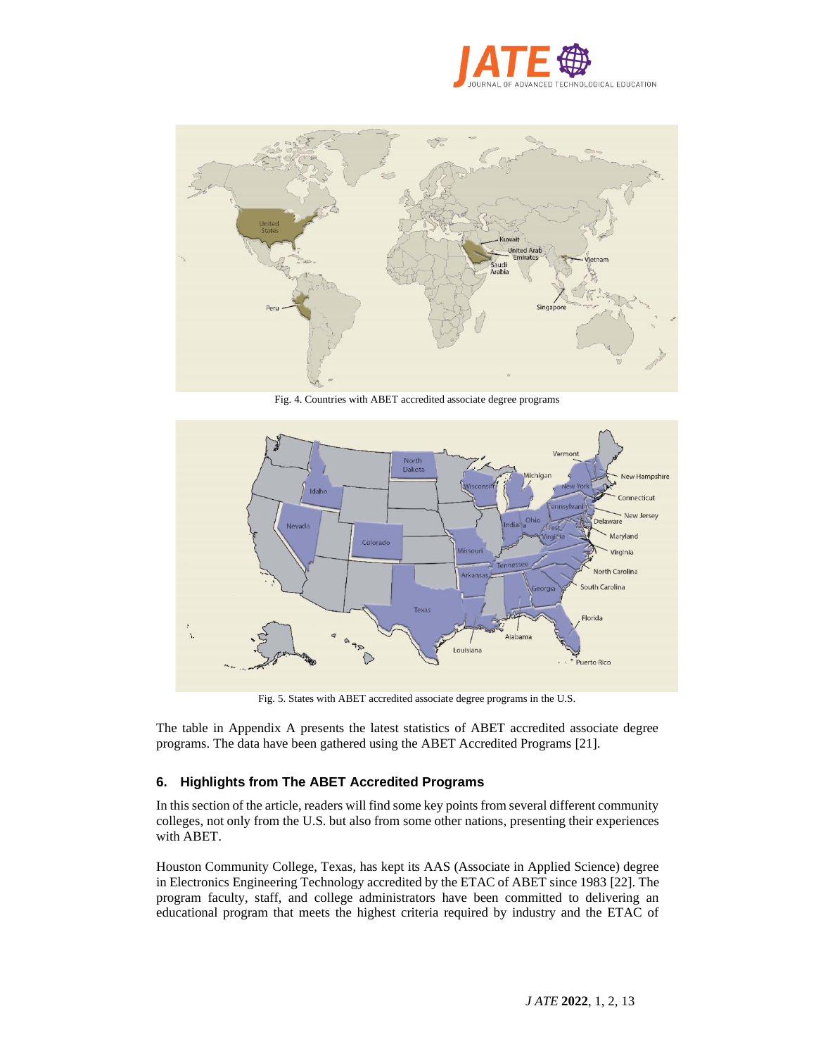Fig. 4. Countries with ABET accredited associate degree programs

Fig. 5. States with ABET accredited associate degree programs in the U.S.

The table in Appendix A presents the latest statistics of ABET accredited associate degree programs. The data have been gathered using the ABET Accredited Programs [21].

## 6. Highlights from The ABET Accredited Programs

In this section of the article, readers will find some key points from several different community colleges, not only from the U.S. but also from some other nations, presenting their experiences with ABET.

Houston Community College, Texas, has kept its AAS (Associate in Applied Science) degree in Electronics Engineering Technology accredited by the ETAC of ABET since 1983 [22]. The program faculty, staff, and college administrators have been committed to delivering an educational program that meets the highest criteria required by industry and the ETAC of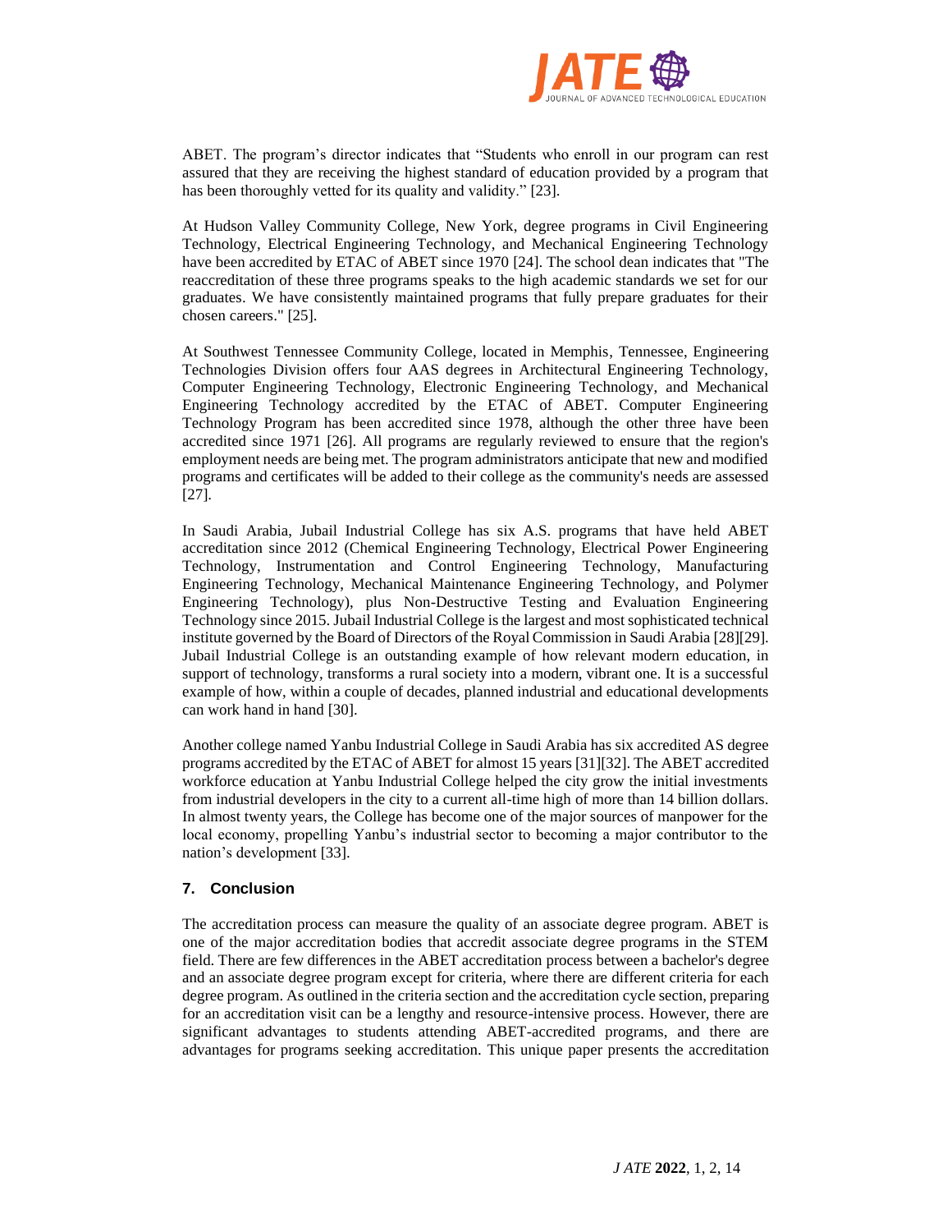ABET. The program's director indicates that "Students who enroll in our program can rest assured that they are receiving the highest standard of education provided by a program that has been thoroughly vetted for its quality and validity." [23].

At Hudson Valley Community College, New York, degree programs in Civil Engineering Technology, Electrical Engineering Technology, and Mechanical Engineering Technology have been accredited by ETAC of ABET since 1970 [24]. The school dean indicates that "The reaccreditation of these three programs speaks to the high academic standards we set for our graduates. We have consistently maintained programs that fully prepare graduates for their chosen careers." [25].

At Southwest Tennessee Community College, located in Memphis, Tennessee, Engineering Technologies Division offers four AAS degrees in Architectural Engineering Technology, Computer Engineering Technology, Electronic Engineering Technology, and Mechanical Engineering Technology accredited by the ETAC of ABET. Computer Engineering Technology Program has been accredited since 1978, although the other three have been accredited since 1971 [26]. All programs are regularly reviewed to ensure that the region's employment needs are being met. The program administrators anticipate that new and modified programs and certificates will be added to their college as the community's needs are assessed [27].

In Saudi Arabia, Jubail Industrial College has six A.S. programs that have held ABET accreditation since 2012 (Chemical Engineering Technology, Electrical Power Engineering Technology, Instrumentation and Control Engineering Technology, Manufacturing Engineering Technology, Mechanical Maintenance Engineering Technology, and Polymer Engineering Technology), plus Non-Destructive Testing and Evaluation Engineering Technology since 2015. Jubail Industrial College is the largest and most sophisticated technical institute governed by the Board of Directors of the Royal Commission in Saudi Arabia [28][29]. Jubail Industrial College is an outstanding example of how relevant modern education, in support of technology, transforms a rural society into a modern, vibrant one. It is a successful example of how, within a couple of decades, planned industrial and educational developments can work hand in hand [30].

Another college named Yanbu Industrial College in Saudi Arabia has six accredited AS degree programs accredited by the ETAC of ABET for almost 15 years [31][32]. The ABET accredited workforce education at Yanbu Industrial College helped the city grow the initial investments from industrial developers in the city to a current all-time high of more than 14 billion dollars. In almost twenty years, the College has become one of the major sources of manpower for the local economy, propelling Yanbu's industrial sector to becoming a major contributor to the nation's development [33].

## 7. Conclusion

The accreditation process can measure the quality of an associate degree program. ABET is one of the major accreditation bodies that accredit associate degree programs in the STEM field. There are few differences in the ABET accreditation process between a bachelor's degree and an associate degree program except for criteria, where there are different criteria for each degree program. As outlined in the criteria section and the accreditation cycle section, preparing for an accreditation visit can be a lengthy and resource-intensive process. However, there are significant advantages to students attending ABET-accredited programs, and there are advantages for programs seeking accreditation. This unique paper presents the accreditation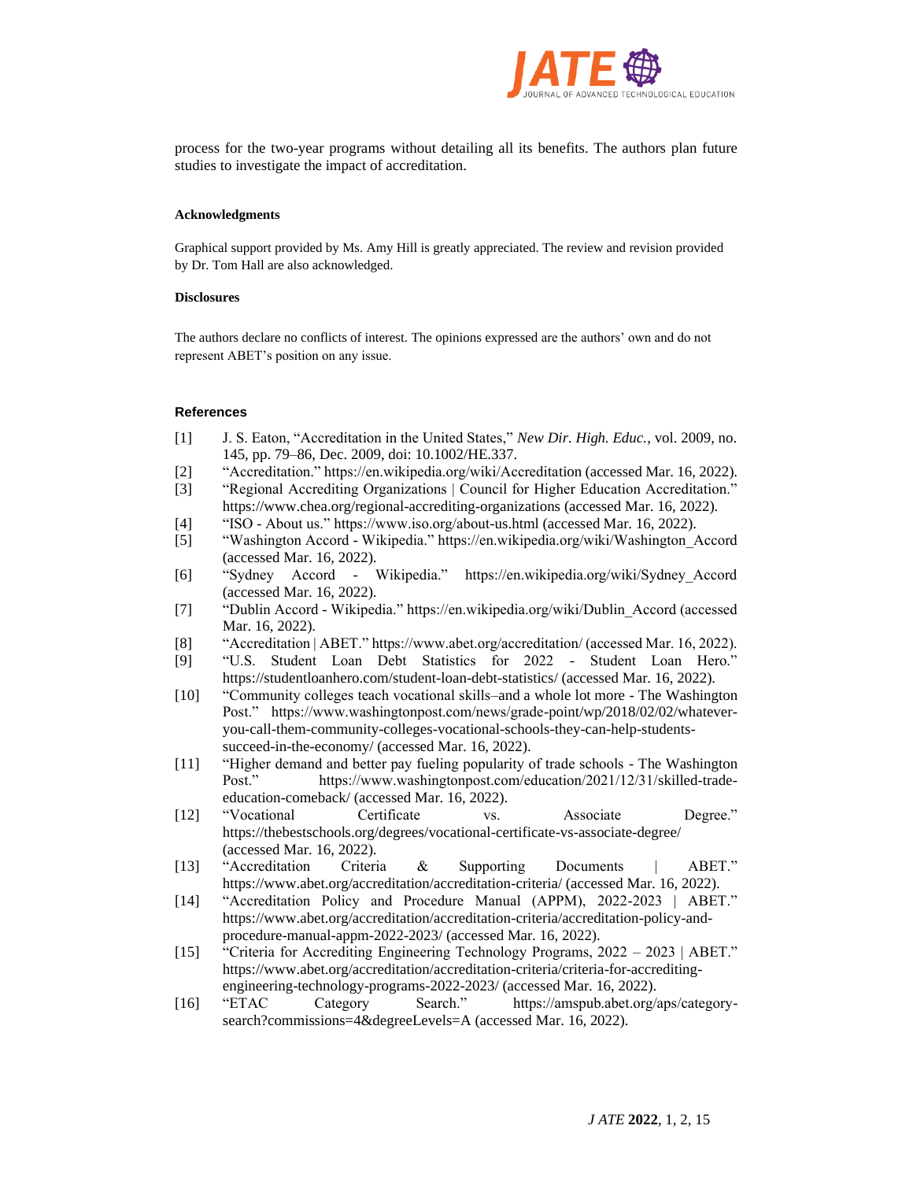process for the two-year programs without detailing all its benefits. The authors plan future studies to investigate the impact of accreditation.

**Acknowledgments**

Graphical support provided by Ms. Amy Hill is greatly appreciated. The review and revision provided by Dr. Tom Hall are also acknowledged.

**Disclosures**

The authors declare no conflicts of interest. The opinions expressed are the authors' own and do not represent ABET's position on any issue.

**References**

[1] J. S. Eaton, "Accreditation in the United States," *New Dir. High. Educ.*, vol. 2009, no. 145, pp. 79–86, Dec. 2009, doi: 10.1002/HE.337.

[2] "Accreditation." https://en.wikipedia.org/wiki/Accreditation (accessed Mar. 16, 2022).

[3] "Regional Accrediting Organizations | Council for Higher Education Accreditation." https://www.chea.org/regional-accrediting-organizations (accessed Mar. 16, 2022).

[4] "ISO - About us." https://www.iso.org/about-us.html (accessed Mar. 16, 2022).

[5] "Washington Accord - Wikipedia." https://en.wikipedia.org/wiki/Washington_Accord (accessed Mar. 16, 2022).

[6] "Sydney Accord - Wikipedia." https://en.wikipedia.org/wiki/Sydney_Accord (accessed Mar. 16, 2022).

[7] "Dublin Accord - Wikipedia." https://en.wikipedia.org/wiki/Dublin_Accord (accessed Mar. 16, 2022).

[8] "Accreditation | ABET." https://www.abet.org/accreditation/ (accessed Mar. 16, 2022).

[9] "U.S. Student Loan Debt Statistics for 2022 - Student Loan Hero." https://studentloanhero.com/student-loan-debt-statistics/ (accessed Mar. 16, 2022).

[10] "Community colleges teach vocational skills–and a whole lot more - The Washington Post." https://www.washingtonpost.com/news/grade-point/wp/2018/02/02/whatever-you-call-them-community-colleges-vocational-schools-they-can-help-students-succeed-in-the-economy/ (accessed Mar. 16, 2022).

[11] "Higher demand and better pay fueling popularity of trade schools - The Washington Post." https://www.washingtonpost.com/education/2021/12/31/skilled-trade-education-comeback/ (accessed Mar. 16, 2022).

[12] "Vocational Certificate vs. Associate Degree." https://thebestschools.org/degrees/vocational-certificate-vs-associate-degree/ (accessed Mar. 16, 2022).

[13] "Accreditation Criteria & Supporting Documents | ABET." https://www.abet.org/accreditation/accreditation-criteria/ (accessed Mar. 16, 2022).

[14] "Accreditation Policy and Procedure Manual (APPM), 2022-2023 | ABET." https://www.abet.org/accreditation/accreditation-criteria/accreditation-policy-and-procedure-manual-appm-2022-2023/ (accessed Mar. 16, 2022).

[15] "Criteria for Accrediting Engineering Technology Programs, 2022 – 2023 | ABET." https://www.abet.org/accreditation/accreditation-criteria/criteria-for-accrediting-engineering-technology-programs-2022-2023/ (accessed Mar. 16, 2022).

[16] "ETAC Category Search." https://amspub.abet.org/aps/category-search?commissions=4&degreeLevels=A (accessed Mar. 16, 2022).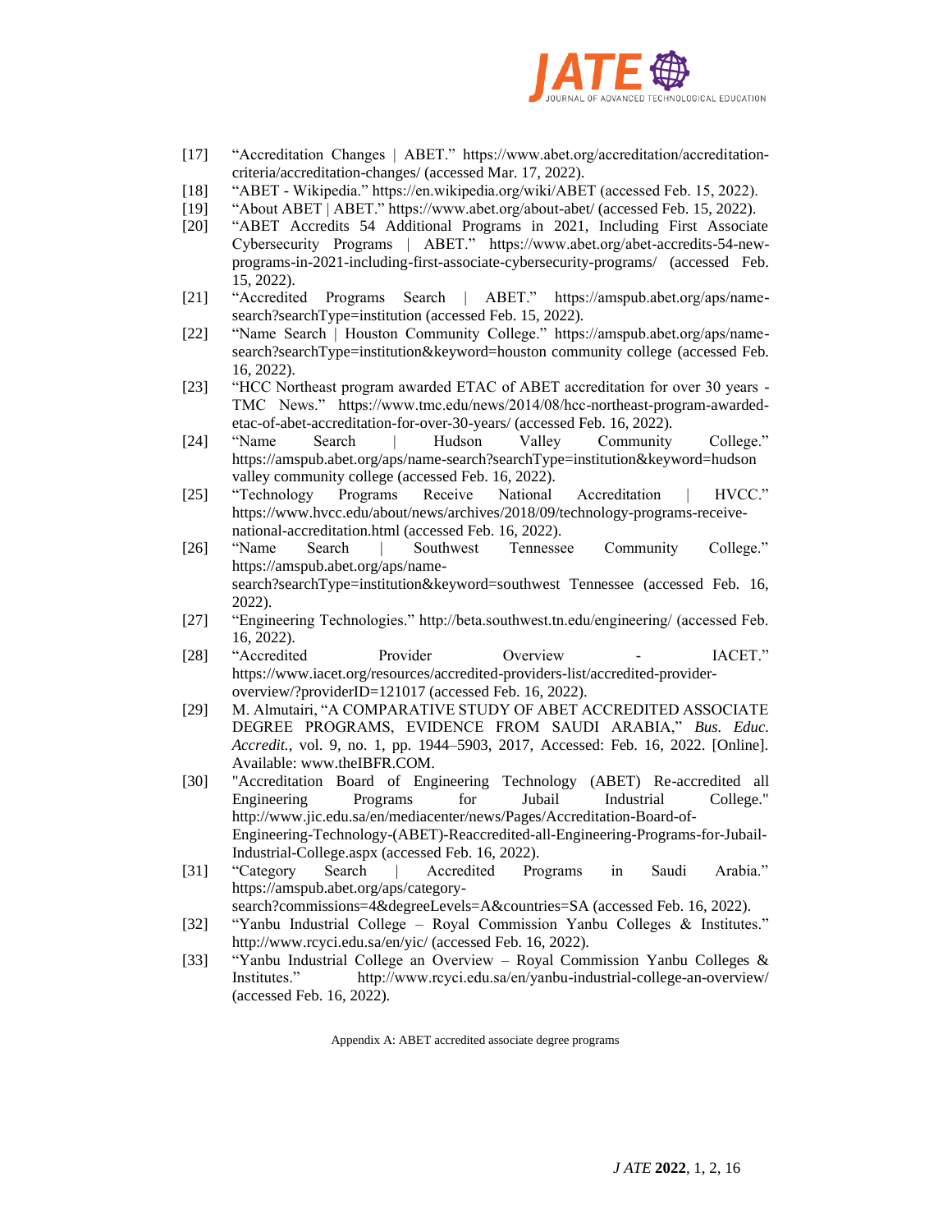[17] "Accreditation Changes | ABET." https://www.abet.org/accreditation/accreditation-criteria/accreditation-changes/ (accessed Mar. 17, 2022).

[18] "ABET - Wikipedia." https://en.wikipedia.org/wiki/ABET (accessed Feb. 15, 2022).

[19] "About ABET | ABET." https://www.abet.org/about-abet/ (accessed Feb. 15, 2022).

[20] "ABET Accredits 54 Additional Programs in 2021, Including First Associate Cybersecurity Programs | ABET." https://www.abet.org/abet-accredits-54-new-programs-in-2021-including-first-associate-cybersecurity-programs/ (accessed Feb. 15, 2022).

[21] "Accredited Programs Search | ABET." https://amspub.abet.org/aps/name-search?searchType=institution (accessed Feb. 15, 2022).

[22] "Name Search | Houston Community College." https://amspub.abet.org/aps/name-search?searchType=institution&keyword=houston community college (accessed Feb. 16, 2022).

[23] "HCC Northeast program awarded ETAC of ABET accreditation for over 30 years - TMC News." https://www.tmc.edu/news/2014/08/hcc-northeast-program-awarded-etac-of-abet-accreditation-for-over-30-years/ (accessed Feb. 16, 2022).

[24] "Name Search | Hudson Valley Community College." https://amspub.abet.org/aps/name-search?searchType=institution&keyword=hudson valley community college (accessed Feb. 16, 2022).

[25] "Technology Programs Receive National Accreditation | HVCC." https://www.hvcc.edu/about/news/archives/2018/09/technology-programs-receive-national-accreditation.html (accessed Feb. 16, 2022).

[26] "Name Search | Southwest Tennessee Community College." https://amspub.abet.org/aps/name-search?searchType=institution&keyword=southwest Tennessee (accessed Feb. 16, 2022).

[27] "Engineering Technologies." http://beta.southwest.tn.edu/engineering/ (accessed Feb. 16, 2022).

[28] "Accredited Provider Overview - IACET." https://www.iacet.org/resources/accredited-providers-list/accredited-provider-overview/?providerID=121017 (accessed Feb. 16, 2022).

[29] M. Almutairi, "A COMPARATIVE STUDY OF ABET ACCREDITED ASSOCIATE DEGREE PROGRAMS, EVIDENCE FROM SAUDI ARABIA," *Bus. Educ. Accredit.*, vol. 9, no. 1, pp. 1944–5903, 2017, Accessed: Feb. 16, 2022. [Online]. Available: www.theIBFR.COM.

[30] "Accreditation Board of Engineering Technology (ABET) Re-accredited all Engineering Programs for Jubail Industrial College." http://www.jic.edu.sa/en/mediacenter/news/Pages/Accreditation-Board-of-Engineering-Technology-(ABET)-Reaccredited-all-Engineering-Programs-for-Jubail-Industrial-College.aspx (accessed Feb. 16, 2022).

[31] "Category Search | Accredited Programs in Saudi Arabia." https://amspub.abet.org/aps/category-search?commissions=4&degreeLevels=A&countries=SA (accessed Feb. 16, 2022).

[32] "Yanbu Industrial College – Royal Commission Yanbu Colleges & Institutes." http://www.rcyci.edu.sa/en/yic/ (accessed Feb. 16, 2022).

[33] "Yanbu Industrial College an Overview – Royal Commission Yanbu Colleges & Institutes." http://www.rcyci.edu.sa/en/yanbu-industrial-college-an-overview/ (accessed Feb. 16, 2022).

Appendix A: ABET accredited associate degree programs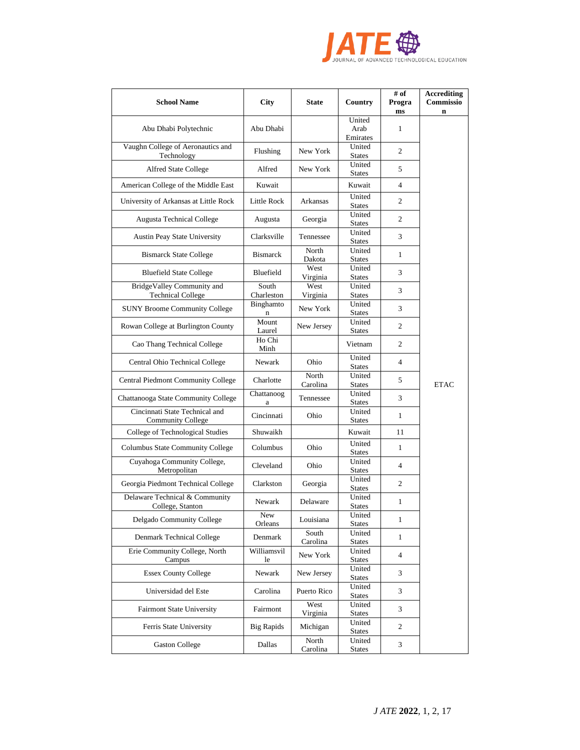| School Name | City | State | Country | # of Programs | Accrediting Commission |
|---|---|---|---|---|---|
| Abu Dhabi Polytechnic | Abu Dhabi | | United Arab Emirates | 1 | ETAC |
| Vaughn College of Aeronautics and Technology | Flushing | New York | United States | 2 | |
| Alfred State College | Alfred | New York | United States | 5 | |
| American College of the Middle East | Kuwait | | Kuwait | 4 | |
| University of Arkansas at Little Rock | Little Rock | Arkansas | United States | 2 | |
| Augusta Technical College | Augusta | Georgia | United States | 2 | |
| Austin Peay State University | Clarksville | Tennessee | United States | 3 | |
| Bismarck State College | Bismarck | North Dakota | United States | 1 | |
| Bluefield State College | Bluefield | West Virginia | United States | 3 | |
| BridgeValley Community and Technical College | South Charleston | West Virginia | United States | 3 | |
| SUNY Broome Community College | Binghamton | New York | United States | 3 | |
| Rowan College at Burlington County | Mount Laurel | New Jersey | United States | 2 | |
| Cao Thang Technical College | Ho Chi Minh | | Vietnam | 2 | |
| Central Ohio Technical College | Newark | Ohio | United States | 4 | |
| Central Piedmont Community College | Charlotte | North Carolina | United States | 5 | |
| Chattanooga State Community College | Chattanooga | Tennessee | United States | 3 | |
| Cincinnati State Technical and Community College | Cincinnati | Ohio | United States | 1 | |
| College of Technological Studies | Shuwaikh | | Kuwait | 11 | |
| Columbus State Community College | Columbus | Ohio | United States | 1 | |
| Cuyahoga Community College, Metropolitan | Cleveland | Ohio | United States | 4 | |
| Georgia Piedmont Technical College | Clarkston | Georgia | United States | 2 | |
| Delaware Technical & Community College, Stanton | Newark | Delaware | United States | 1 | |
| Delgado Community College | New Orleans | Louisiana | United States | 1 | |
| Denmark Technical College | Denmark | South Carolina | United States | 1 | |
| Erie Community College, North Campus | Williamsville | New York | United States | 4 | |
| Essex County College | Newark | New Jersey | United States | 3 | |
| Universidad del Este | Carolina | Puerto Rico | United States | 3 | |
| Fairmont State University | Fairmont | West Virginia | United States | 3 | |
| Ferris State University | Big Rapids | Michigan | United States | 2 | |
| Gaston College | Dallas | North Carolina | United States | 3 | |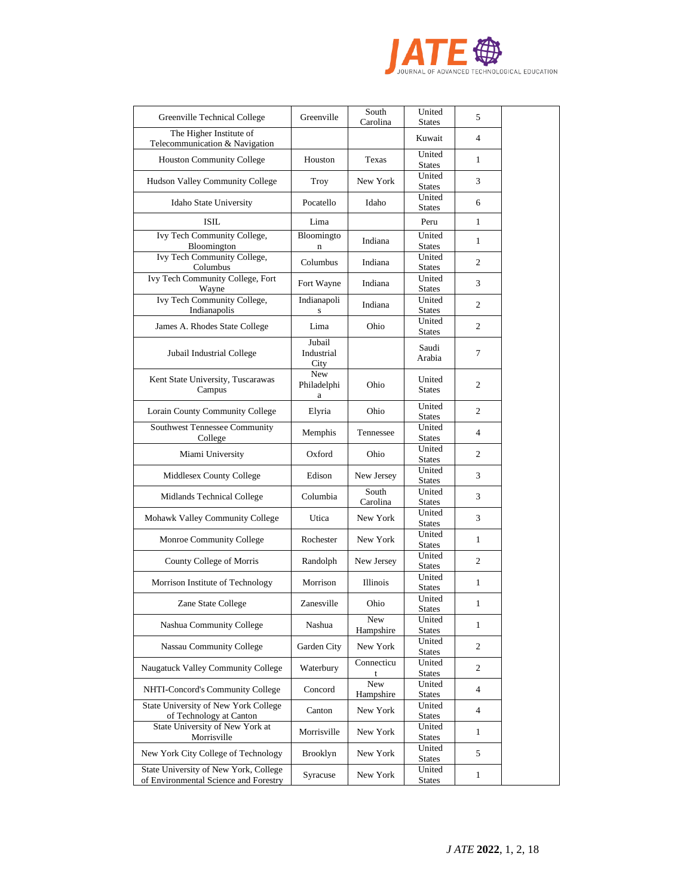| Greenville Technical College | Greenville | South Carolina | United States | 5 | |
|---|---|---|---|---|---|
| The Higher Institute of Telecommunication & Navigation | | | Kuwait | 4 | |
| Houston Community College | Houston | Texas | United States | 1 | |
| Hudson Valley Community College | Troy | New York | United States | 3 | |
| Idaho State University | Pocatello | Idaho | United States | 6 | |
| ISIL | Lima | | Peru | 1 | |
| Ivy Tech Community College, Bloomington | Bloomington | Indiana | United States | 1 | |
| Ivy Tech Community College, Columbus | Columbus | Indiana | United States | 2 | |
| Ivy Tech Community College, Fort Wayne | Fort Wayne | Indiana | United States | 3 | |
| Ivy Tech Community College, Indianapolis | Indianapolis | Indiana | United States | 2 | |
| James A. Rhodes State College | Lima | Ohio | United States | 2 | |
| Jubail Industrial College | Jubail Industrial City | | Saudi Arabia | 7 | |
| Kent State University, Tuscarawas Campus | New Philadelphia | Ohio | United States | 2 | |
| Lorain County Community College | Elyria | Ohio | United States | 2 | |
| Southwest Tennessee Community College | Memphis | Tennessee | United States | 4 | |
| Miami University | Oxford | Ohio | United States | 2 | |
| Middlesex County College | Edison | New Jersey | United States | 3 | |
| Midlands Technical College | Columbia | South Carolina | United States | 3 | |
| Mohawk Valley Community College | Utica | New York | United States | 3 | |
| Monroe Community College | Rochester | New York | United States | 1 | |
| County College of Morris | Randolph | New Jersey | United States | 2 | |
| Morrison Institute of Technology | Morrison | Illinois | United States | 1 | |
| Zane State College | Zanesville | Ohio | United States | 1 | |
| Nashua Community College | Nashua | New Hampshire | United States | 1 | |
| Nassau Community College | Garden City | New York | United States | 2 | |
| Naugatuck Valley Community College | Waterbury | Connecticut | United States | 2 | |
| NHTI-Concord's Community College | Concord | New Hampshire | United States | 4 | |
| State University of New York College of Technology at Canton | Canton | New York | United States | 4 | |
| State University of New York at Morrisville | Morrisville | New York | United States | 1 | |
| New York City College of Technology | Brooklyn | New York | United States | 5 | |
| State University of New York, College of Environmental Science and Forestry | Syracuse | New York | United States | 1 | |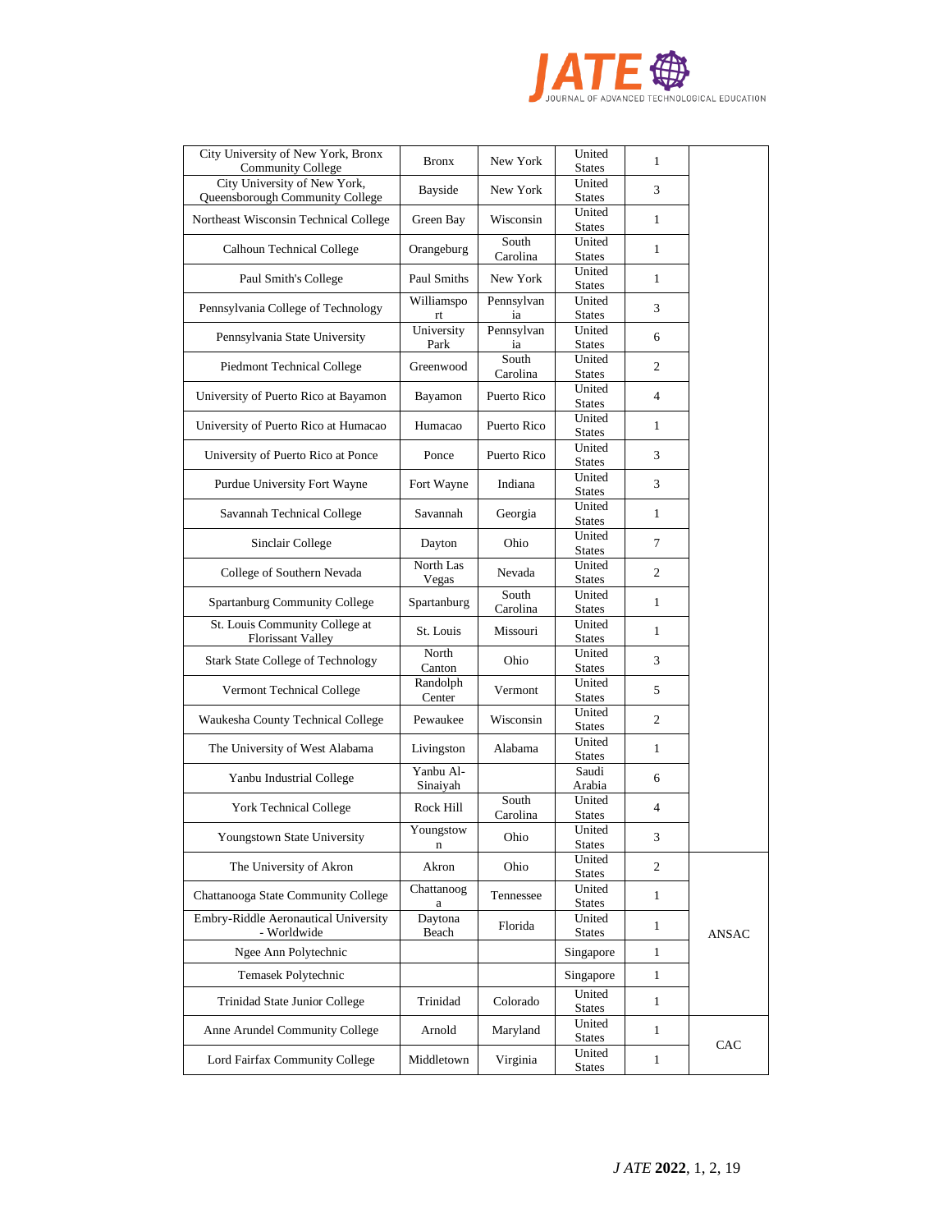| | | | | | |
|---|---|---|---|---|---|
| City University of New York, Bronx Community College | Bronx | New York | United States | 1 | |
| City University of New York, Queensborough Community College | Bayside | New York | United States | 3 | |
| Northeast Wisconsin Technical College | Green Bay | Wisconsin | United States | 1 | |
| Calhoun Technical College | Orangeburg | South Carolina | United States | 1 | |
| Paul Smith's College | Paul Smiths | New York | United States | 1 | |
| Pennsylvania College of Technology | Williamsport | Pennsylvania | United States | 3 | |
| Pennsylvania State University | University Park | Pennsylvania | United States | 6 | |
| Piedmont Technical College | Greenwood | South Carolina | United States | 2 | |
| University of Puerto Rico at Bayamon | Bayamon | Puerto Rico | United States | 4 | |
| University of Puerto Rico at Humacao | Humacao | Puerto Rico | United States | 1 | |
| University of Puerto Rico at Ponce | Ponce | Puerto Rico | United States | 3 | |
| Purdue University Fort Wayne | Fort Wayne | Indiana | United States | 3 | |
| Savannah Technical College | Savannah | Georgia | United States | 1 | |
| Sinclair College | Dayton | Ohio | United States | 7 | |
| College of Southern Nevada | North Las Vegas | Nevada | United States | 2 | |
| Spartanburg Community College | Spartanburg | South Carolina | United States | 1 | |
| St. Louis Community College at Florissant Valley | St. Louis | Missouri | United States | 1 | |
| Stark State College of Technology | North Canton | Ohio | United States | 3 | |
| Vermont Technical College | Randolph Center | Vermont | United States | 5 | |
| Waukesha County Technical College | Pewaukee | Wisconsin | United States | 2 | |
| The University of West Alabama | Livingston | Alabama | United States | 1 | |
| Yanbu Industrial College | Yanbu Al-Sinaiyah | | Saudi Arabia | 6 | |
| York Technical College | Rock Hill | South Carolina | United States | 4 | |
| Youngstown State University | Youngstown | Ohio | United States | 3 | |
| The University of Akron | Akron | Ohio | United States | 2 | ANSAC |
| Chattanooga State Community College | Chattanooga | Tennessee | United States | 1 | |
| Embry-Riddle Aeronautical University - Worldwide | Daytona Beach | Florida | United States | 1 | |
| Ngee Ann Polytechnic | | | Singapore | 1 | |
| Temasek Polytechnic | | | Singapore | 1 | |
| Trinidad State Junior College | Trinidad | Colorado | United States | 1 | |
| Anne Arundel Community College | Arnold | Maryland | United States | 1 | CAC |
| Lord Fairfax Community College | Middletown | Virginia | United States | 1 | |